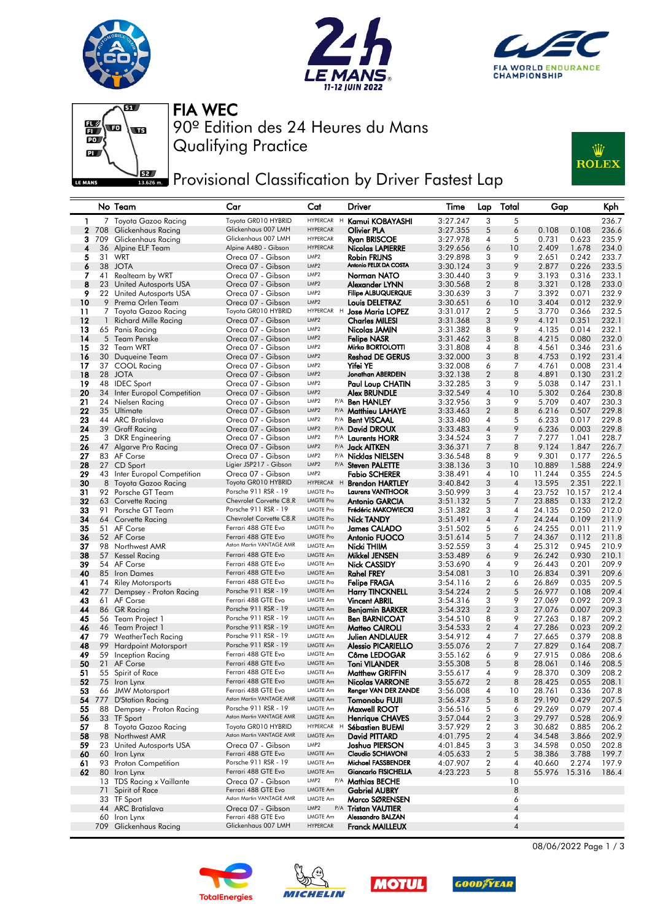# FIA WEC

## 90º Edition des 24 Heures du Mans
## Qualifying Practice

## Provisional Classification by Driver Fastest Lap

| | No | Team | Car | Cat | | Driver | Time | Lap | Total | Gap | | Kph |
|---|---|---|---|---|---|---|---|---|---|---|---|---|
| 1 | 7 | Toyota Gazoo Racing | Toyota GR010 HYBRID | HYPERCAR | H | Kamui KOBAYASHI | 3:27.247 | 3 | 5 | | | 236.7 |
| 2 | 708 | Glickenhaus Racing | Glickenhaus 007 LMH | HYPERCAR | | Olivier PLA | 3:27.355 | 5 | 6 | 0.108 | 0.108 | 236.6 |
| 3 | 709 | Glickenhaus Racing | Glickenhaus 007 LMH | HYPERCAR | | Ryan BRISCOE | 3:27.978 | 4 | 5 | 0.731 | 0.623 | 235.9 |
| 4 | 36 | Alpine ELF Team | Alpine A480 - Gibson | HYPERCAR | | Nicolas LAPIERRE | 3:29.656 | 6 | 10 | 2.409 | 1.678 | 234.0 |
| 5 | 31 | WRT | Oreca 07 - Gibson | LMP2 | | Robin FRIJNS | 3:29.898 | 3 | 9 | 2.651 | 0.242 | 233.7 |
| 6 | 38 | JOTA | Oreca 07 - Gibson | LMP2 | | Antonio FELIX DA COSTA | 3:30.124 | 3 | 9 | 2.877 | 0.226 | 233.5 |
| 7 | 41 | Realteam by WRT | Oreca 07 - Gibson | LMP2 | | Norman NATO | 3:30.440 | 3 | 9 | 3.193 | 0.316 | 233.1 |
| 8 | 23 | United Autosports USA | Oreca 07 - Gibson | LMP2 | | Alexander LYNN | 3:30.568 | 2 | 8 | 3.321 | 0.128 | 233.0 |
| 9 | 22 | United Autosports USA | Oreca 07 - Gibson | LMP2 | | Filipe ALBUQUERQUE | 3:30.639 | 3 | 7 | 3.392 | 0.071 | 232.9 |
| 10 | 9 | Prema Orlen Team | Oreca 07 - Gibson | LMP2 | | Louis DELETRAZ | 3:30.651 | 6 | 10 | 3.404 | 0.012 | 232.9 |
| 11 | 7 | Toyota Gazoo Racing | Toyota GR010 HYBRID | HYPERCAR | H | Jose Maria LOPEZ | 3:31.017 | 2 | 5 | 3.770 | 0.366 | 232.5 |
| 12 | 1 | Richard Mille Racing | Oreca 07 - Gibson | LMP2 | | Charles MILESI | 3:31.368 | 3 | 9 | 4.121 | 0.351 | 232.1 |
| 13 | 65 | Panis Racing | Oreca 07 - Gibson | LMP2 | | Nicolas JAMIN | 3:31.382 | 8 | 9 | 4.135 | 0.014 | 232.1 |
| 14 | 5 | Team Penske | Oreca 07 - Gibson | LMP2 | | Felipe NASR | 3:31.462 | 3 | 8 | 4.215 | 0.080 | 232.0 |
| 15 | 32 | Team WRT | Oreca 07 - Gibson | LMP2 | | Mirko BORTOLOTTI | 3:31.808 | 4 | 8 | 4.561 | 0.346 | 231.6 |
| 16 | 30 | Duqueine Team | Oreca 07 - Gibson | LMP2 | | Reshad DE GERUS | 3:32.000 | 3 | 8 | 4.753 | 0.192 | 231.4 |
| 17 | 37 | COOL Racing | Oreca 07 - Gibson | LMP2 | | Yifei YE | 3:32.008 | 6 | 7 | 4.761 | 0.008 | 231.4 |
| 18 | 28 | JOTA | Oreca 07 - Gibson | LMP2 | | Jonathan ABERDEIN | 3:32.138 | 2 | 8 | 4.891 | 0.130 | 231.2 |
| 19 | 48 | IDEC Sport | Oreca 07 - Gibson | LMP2 | | Paul Loup CHATIN | 3:32.285 | 3 | 9 | 5.038 | 0.147 | 231.1 |
| 20 | 34 | Inter Europol Competition | Oreca 07 - Gibson | LMP2 | | Alex BRUNDLE | 3:32.549 | 4 | 10 | 5.302 | 0.264 | 230.8 |
| 21 | 24 | Nielsen Racing | Oreca 07 - Gibson | LMP2 | P/A | Ben HANLEY | 3:32.956 | 3 | 9 | 5.709 | 0.407 | 230.3 |
| 22 | 35 | Ultimate | Oreca 07 - Gibson | LMP2 | P/A | Matthieu LAHAYE | 3:33.463 | 2 | 8 | 6.216 | 0.507 | 229.8 |
| 23 | 44 | ARC Bratislava | Oreca 07 - Gibson | LMP2 | P/A | Bent VISCAAL | 3:33.480 | 4 | 5 | 6.233 | 0.017 | 229.8 |
| 24 | 39 | Graff Racing | Oreca 07 - Gibson | LMP2 | P/A | David DROUX | 3:33.483 | 4 | 9 | 6.236 | 0.003 | 229.8 |
| 25 | 3 | DKR Engineering | Oreca 07 - Gibson | LMP2 | P/A | Laurents HORR | 3:34.524 | 3 | 7 | 7.277 | 1.041 | 228.7 |
| 26 | 47 | Algarve Pro Racing | Oreca 07 - Gibson | LMP2 | P/A | Jack AITKEN | 3:36.371 | 7 | 8 | 9.124 | 1.847 | 226.7 |
| 27 | 83 | AF Corse | Oreca 07 - Gibson | LMP2 | P/A | Nicklas NIELSEN | 3:36.548 | 8 | 9 | 9.301 | 0.177 | 226.5 |
| 28 | 27 | CD Sport | Ligier JSP217 - Gibson | LMP2 | P/A | Steven PALETTE | 3:38.136 | 3 | 10 | 10.889 | 1.588 | 224.9 |
| 29 | 43 | Inter Europol Competition | Oreca 07 - Gibson | LMP2 | | Fabio SCHERER | 3:38.491 | 4 | 10 | 11.244 | 0.355 | 224.5 |
| 30 | 8 | Toyota Gazoo Racing | Toyota GR010 HYBRID | HYPERCAR | H | Brendon HARTLEY | 3:40.842 | 3 | 4 | 13.595 | 2.351 | 222.1 |
| 31 | 92 | Porsche GT Team | Porsche 911 RSR - 19 | LMGTE Pro | | Laurens VANTHOOR | 3:50.999 | 3 | 4 | 23.752 | 10.157 | 212.4 |
| 32 | 63 | Corvette Racing | Chevrolet Corvette C8.R | LMGTE Pro | | Antonio GARCIA | 3:51.132 | 5 | 7 | 23.885 | 0.133 | 212.2 |
| 33 | 91 | Porsche GT Team | Porsche 911 RSR - 19 | LMGTE Pro | | Frédéric MAKOWIECKI | 3:51.382 | 3 | 4 | 24.135 | 0.250 | 212.0 |
| 34 | 64 | Corvette Racing | Chevrolet Corvette C8.R | LMGTE Pro | | Nick TANDY | 3:51.491 | 4 | 7 | 24.244 | 0.109 | 211.9 |
| 35 | 51 | AF Corse | Ferrari 488 GTE Evo | LMGTE Pro | | James CALADO | 3:51.502 | 5 | 6 | 24.255 | 0.011 | 211.9 |
| 36 | 52 | AF Corse | Ferrari 488 GTE Evo | LMGTE Pro | | Antonio FUOCO | 3:51.614 | 5 | 7 | 24.367 | 0.112 | 211.8 |
| 37 | 98 | Northwest AMR | Aston Martin VANTAGE AMR | LMGTE Am | | Nicki THIIM | 3:52.559 | 3 | 4 | 25.312 | 0.945 | 210.9 |
| 38 | 57 | Kessel Racing | Ferrari 488 GTE Evo | LMGTE Am | | Mikkel JENSEN | 3:53.489 | 6 | 9 | 26.242 | 0.930 | 210.1 |
| 39 | 54 | AF Corse | Ferrari 488 GTE Evo | LMGTE Am | | Nick CASSIDY | 3:53.690 | 4 | 9 | 26.443 | 0.201 | 209.9 |
| 40 | 85 | Iron Dames | Ferrari 488 GTE Evo | LMGTE Am | | Rahel FREY | 3:54.081 | 3 | 10 | 26.834 | 0.391 | 209.6 |
| 41 | 74 | Riley Motorsports | Ferrari 488 GTE Evo | LMGTE Pro | | Felipe FRAGA | 3:54.116 | 2 | 6 | 26.869 | 0.035 | 209.5 |
| 42 | 77 | Dempsey - Proton Racing | Porsche 911 RSR - 19 | LMGTE Am | | Harry TINCKNELL | 3:54.224 | 2 | 5 | 26.977 | 0.108 | 209.4 |
| 43 | 61 | AF Corse | Ferrari 488 GTE Evo | LMGTE Am | | Vincent ABRIL | 3:54.316 | 3 | 9 | 27.069 | 0.092 | 209.3 |
| 44 | 86 | GR Racing | Porsche 911 RSR - 19 | LMGTE Am | | Benjamin BARKER | 3:54.323 | 2 | 3 | 27.076 | 0.007 | 209.3 |
| 45 | 56 | Team Project 1 | Porsche 911 RSR - 19 | LMGTE Am | | Ben BARNICOAT | 3:54.510 | 8 | 9 | 27.263 | 0.187 | 209.2 |
| 46 | 46 | Team Project 1 | Porsche 911 RSR - 19 | LMGTE Am | | Matteo CAIROLI | 3:54.533 | 2 | 4 | 27.286 | 0.023 | 209.2 |
| 47 | 79 | WeatherTech Racing | Porsche 911 RSR - 19 | LMGTE Am | | Julien ANDLAUER | 3:54.912 | 4 | 7 | 27.665 | 0.379 | 208.8 |
| 48 | 99 | Hardpoint Motorsport | Porsche 911 RSR - 19 | LMGTE Am | | Alessio PICARIELLO | 3:55.076 | 2 | 7 | 27.829 | 0.164 | 208.7 |
| 49 | 59 | Inception Racing | Ferrari 488 GTE Evo | LMGTE Am | | Côme LEDOGAR | 3:55.162 | 6 | 9 | 27.915 | 0.086 | 208.6 |
| 50 | 21 | AF Corse | Ferrari 488 GTE Evo | LMGTE Am | | Toni VILANDER | 3:55.308 | 5 | 8 | 28.061 | 0.146 | 208.5 |
| 51 | 55 | Spirit of Race | Ferrari 488 GTE Evo | LMGTE Am | | Matthew GRIFFIN | 3:55.617 | 4 | 9 | 28.370 | 0.309 | 208.2 |
| 52 | 75 | Iron Lynx | Ferrari 488 GTE Evo | LMGTE Am | | Nicolas VARRONE | 3:55.672 | 2 | 8 | 28.425 | 0.055 | 208.1 |
| 53 | 66 | JMW Motorsport | Ferrari 488 GTE Evo | LMGTE Am | | Renger VAN DER ZANDE | 3:56.008 | 4 | 10 | 28.761 | 0.336 | 207.8 |
| 54 | 777 | D'Station Racing | Aston Martin VANTAGE AMR | LMGTE Am | | Tomonobu FUJII | 3:56.437 | 5 | 8 | 29.190 | 0.429 | 207.5 |
| 55 | 88 | Dempsey - Proton Racing | Porsche 911 RSR - 19 | LMGTE Am | | Maxwell ROOT | 3:56.516 | 5 | 6 | 29.269 | 0.079 | 207.4 |
| 56 | 33 | TF Sport | Aston Martin VANTAGE AMR | LMGTE Am | | Henrique CHAVES | 3:57.044 | 2 | 3 | 29.797 | 0.528 | 206.9 |
| 57 | 8 | Toyota Gazoo Racing | Toyota GR010 HYBRID | HYPERCAR | H | Sébastien BUEMI | 3:57.929 | 2 | 3 | 30.682 | 0.885 | 206.2 |
| 58 | 98 | Northwest AMR | Aston Martin VANTAGE AMR | LMGTE Am | | David PITTARD | 4:01.795 | 2 | 4 | 34.548 | 3.866 | 202.9 |
| 59 | 23 | United Autosports USA | Oreca 07 - Gibson | LMP2 | | Joshua PIERSON | 4:01.845 | 3 | 3 | 34.598 | 0.050 | 202.8 |
| 60 | 60 | Iron Lynx | Ferrari 488 GTE Evo | LMGTE Am | | Claudio SCHIAVONI | 4:05.633 | 2 | 5 | 38.386 | 3.788 | 199.7 |
| 61 | 93 | Proton Competition | Porsche 911 RSR - 19 | LMGTE Am | | Michael FASSBENDER | 4:07.907 | 2 | 4 | 40.660 | 2.274 | 197.9 |
| 62 | 80 | Iron Lynx | Ferrari 488 GTE Evo | LMGTE Am | | Giancarlo FISICHELLA | 4:23.223 | 5 | 8 | 55.976 | 15.316 | 186.4 |
| | 13 | TDS Racing x Vaillante | Oreca 07 - Gibson | LMP2 | P/A | Mathias BECHE | | | 10 | | | |
| | 71 | Spirit of Race | Ferrari 488 GTE Evo | LMGTE Am | | Gabriel AUBRY | | | 8 | | | |
| | 33 | TF Sport | Aston Martin VANTAGE AMR | LMGTE Am | | Marco SØRENSEN | | | 6 | | | |
| | 44 | ARC Bratislava | Oreca 07 - Gibson | LMP2 | P/A | Tristan VAUTIER | | | 4 | | | |
| | 60 | Iron Lynx | Ferrari 488 GTE Evo | LMGTE Am | | Alessandro BALZAN | | | 4 | | | |
| | 709 | Glickenhaus Racing | Glickenhaus 007 LMH | HYPERCAR | | Franck MAILLEUX | | | 4 | | | |

08/06/2022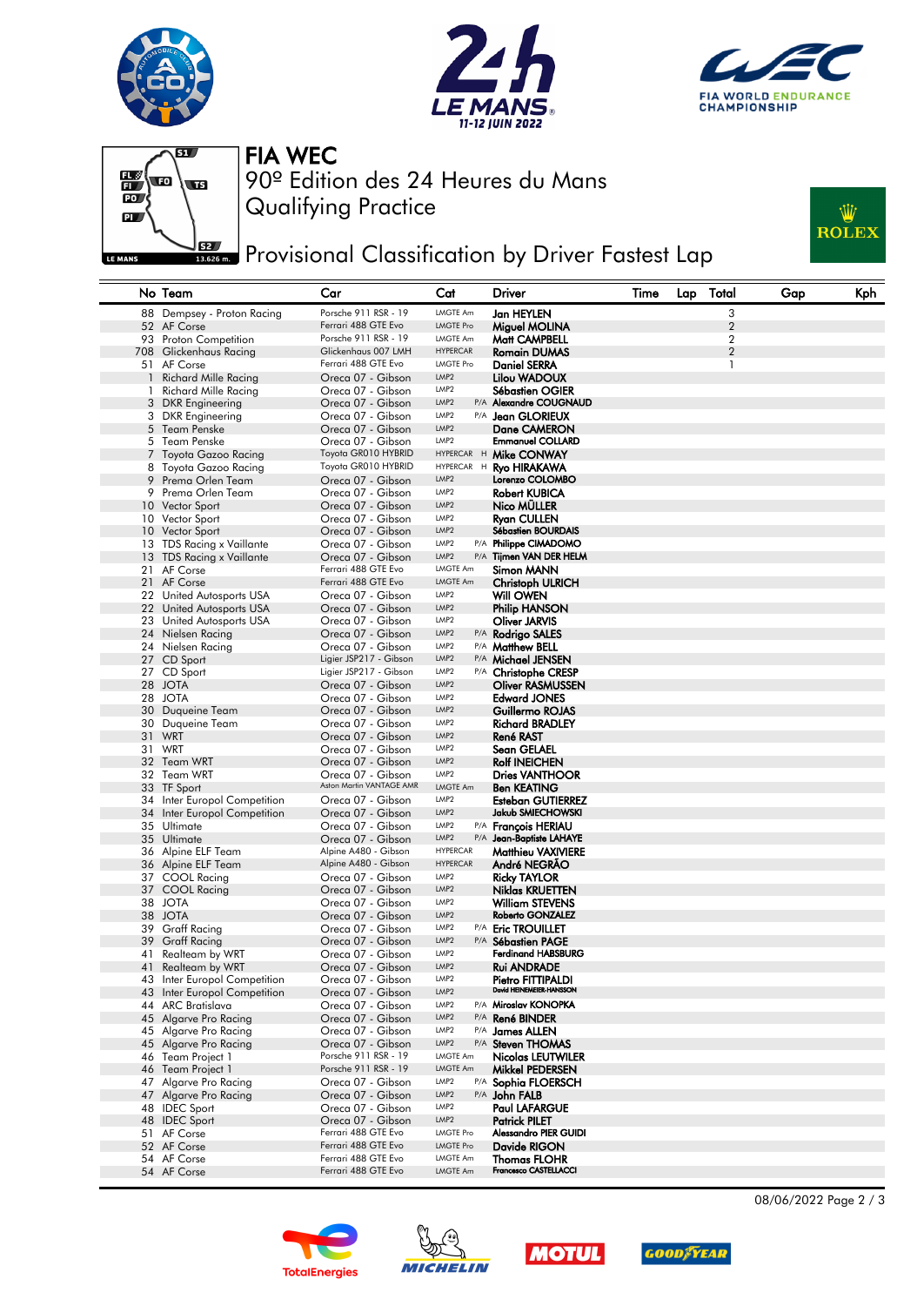# FIA WEC

## 90º Edition des 24 Heures du Mans
## Qualifying Practice

## Provisional Classification by Driver Fastest Lap

| No | Team | Car | Cat | | Driver | Time | Lap | Total | Gap | Kph |
|---|---|---|---|---|---|---|---|---|---|---|
| 88 | Dempsey - Proton Racing | Porsche 911 RSR - 19 | LMGTE Am | | Jan HEYLEN | | | 3 | | |
| 52 | AF Corse | Ferrari 488 GTE Evo | LMGTE Pro | | Miguel MOLINA | | | 2 | | |
| 93 | Proton Competition | Porsche 911 RSR - 19 | LMGTE Am | | Matt CAMPBELL | | | 2 | | |
| 708 | Glickenhaus Racing | Glickenhaus 007 LMH | HYPERCAR | | Romain DUMAS | | | 2 | | |
| 51 | AF Corse | Ferrari 488 GTE Evo | LMGTE Pro | | Daniel SERRA | | | 1 | | |
| 1 | Richard Mille Racing | Oreca 07 - Gibson | LMP2 | | Lilou WADOUX | | | | | |
| 1 | Richard Mille Racing | Oreca 07 - Gibson | LMP2 | | Sébastien OGIER | | | | | |
| 3 | DKR Engineering | Oreca 07 - Gibson | LMP2 | P/A | Alexandre COUGNAUD | | | | | |
| 3 | DKR Engineering | Oreca 07 - Gibson | LMP2 | P/A | Jean GLORIEUX | | | | | |
| 5 | Team Penske | Oreca 07 - Gibson | LMP2 | | Dane CAMERON | | | | | |
| 5 | Team Penske | Oreca 07 - Gibson | LMP2 | | Emmanuel COLLARD | | | | | |
| 7 | Toyota Gazoo Racing | Toyota GR010 HYBRID | HYPERCAR | H | Mike CONWAY | | | | | |
| 8 | Toyota Gazoo Racing | Toyota GR010 HYBRID | HYPERCAR | H | Ryo HIRAKAWA | | | | | |
| 9 | Prema Orlen Team | Oreca 07 - Gibson | LMP2 | | Lorenzo COLOMBO | | | | | |
| 9 | Prema Orlen Team | Oreca 07 - Gibson | LMP2 | | Robert KUBICA | | | | | |
| 10 | Vector Sport | Oreca 07 - Gibson | LMP2 | | Nico MÜLLER | | | | | |
| 10 | Vector Sport | Oreca 07 - Gibson | LMP2 | | Ryan CULLEN | | | | | |
| 10 | Vector Sport | Oreca 07 - Gibson | LMP2 | | Sébastien BOURDAIS | | | | | |
| 13 | TDS Racing x Vaillante | Oreca 07 - Gibson | LMP2 | P/A | Philippe CIMADOMO | | | | | |
| 13 | TDS Racing x Vaillante | Oreca 07 - Gibson | LMP2 | P/A | Tijmen VAN DER HELM | | | | | |
| 21 | AF Corse | Ferrari 488 GTE Evo | LMGTE Am | | Simon MANN | | | | | |
| 21 | AF Corse | Ferrari 488 GTE Evo | LMGTE Am | | Christoph ULRICH | | | | | |
| 22 | United Autosports USA | Oreca 07 - Gibson | LMP2 | | Will OWEN | | | | | |
| 22 | United Autosports USA | Oreca 07 - Gibson | LMP2 | | Philip HANSON | | | | | |
| 23 | United Autosports USA | Oreca 07 - Gibson | LMP2 | | Oliver JARVIS | | | | | |
| 24 | Nielsen Racing | Oreca 07 - Gibson | LMP2 | P/A | Rodrigo SALES | | | | | |
| 24 | Nielsen Racing | Oreca 07 - Gibson | LMP2 | P/A | Matthew BELL | | | | | |
| 27 | CD Sport | Ligier JSP217 - Gibson | LMP2 | P/A | Michael JENSEN | | | | | |
| 27 | CD Sport | Ligier JSP217 - Gibson | LMP2 | P/A | Christophe CRESP | | | | | |
| 28 | JOTA | Oreca 07 - Gibson | LMP2 | | Oliver RASMUSSEN | | | | | |
| 28 | JOTA | Oreca 07 - Gibson | LMP2 | | Edward JONES | | | | | |
| 30 | Duqueine Team | Oreca 07 - Gibson | LMP2 | | Guillermo ROJAS | | | | | |
| 30 | Duqueine Team | Oreca 07 - Gibson | LMP2 | | Richard BRADLEY | | | | | |
| 31 | WRT | Oreca 07 - Gibson | LMP2 | | René RAST | | | | | |
| 31 | WRT | Oreca 07 - Gibson | LMP2 | | Sean GELAEL | | | | | |
| 32 | Team WRT | Oreca 07 - Gibson | LMP2 | | Rolf INEICHEN | | | | | |
| 32 | Team WRT | Oreca 07 - Gibson | LMP2 | | Dries VANTHOOR | | | | | |
| 33 | TF Sport | Aston Martin VANTAGE AMR | LMGTE Am | | Ben KEATING | | | | | |
| 34 | Inter Europol Competition | Oreca 07 - Gibson | LMP2 | | Esteban GUTIERREZ | | | | | |
| 34 | Inter Europol Competition | Oreca 07 - Gibson | LMP2 | | Jakub SMIECHOWSKI | | | | | |
| 35 | Ultimate | Oreca 07 - Gibson | LMP2 | P/A | François HERIAU | | | | | |
| 35 | Ultimate | Oreca 07 - Gibson | LMP2 | P/A | Jean-Baptiste LAHAYE | | | | | |
| 36 | Alpine ELF Team | Alpine A480 - Gibson | HYPERCAR | | Matthieu VAXIVIERE | | | | | |
| 36 | Alpine ELF Team | Alpine A480 - Gibson | HYPERCAR | | André NEGRÃO | | | | | |
| 37 | COOL Racing | Oreca 07 - Gibson | LMP2 | | Ricky TAYLOR | | | | | |
| 37 | COOL Racing | Oreca 07 - Gibson | LMP2 | | Niklas KRUETTEN | | | | | |
| 38 | JOTA | Oreca 07 - Gibson | LMP2 | | William STEVENS | | | | | |
| 38 | JOTA | Oreca 07 - Gibson | LMP2 | | Roberto GONZALEZ | | | | | |
| 39 | Graff Racing | Oreca 07 - Gibson | LMP2 | P/A | Eric TROUILLET | | | | | |
| 39 | Graff Racing | Oreca 07 - Gibson | LMP2 | P/A | Sébastien PAGE | | | | | |
| 41 | Realteam by WRT | Oreca 07 - Gibson | LMP2 | | Ferdinand HABSBURG | | | | | |
| 41 | Realteam by WRT | Oreca 07 - Gibson | LMP2 | | Rui ANDRADE | | | | | |
| 43 | Inter Europol Competition | Oreca 07 - Gibson | LMP2 | | Pietro FITTIPALDI | | | | | |
| 43 | Inter Europol Competition | Oreca 07 - Gibson | LMP2 | | David HEINEMEIER-HANSSON | | | | | |
| 44 | ARC Bratislava | Oreca 07 - Gibson | LMP2 | P/A | Miroslav KONOPKA | | | | | |
| 45 | Algarve Pro Racing | Oreca 07 - Gibson | LMP2 | P/A | René BINDER | | | | | |
| 45 | Algarve Pro Racing | Oreca 07 - Gibson | LMP2 | P/A | James ALLEN | | | | | |
| 45 | Algarve Pro Racing | Oreca 07 - Gibson | LMP2 | P/A | Steven THOMAS | | | | | |
| 46 | Team Project 1 | Porsche 911 RSR - 19 | LMGTE Am | | Nicolas LEUTWILER | | | | | |
| 46 | Team Project 1 | Porsche 911 RSR - 19 | LMGTE Am | | Mikkel PEDERSEN | | | | | |
| 47 | Algarve Pro Racing | Oreca 07 - Gibson | LMP2 | P/A | Sophia FLOERSCH | | | | | |
| 47 | Algarve Pro Racing | Oreca 07 - Gibson | LMP2 | P/A | John FALB | | | | | |
| 48 | IDEC Sport | Oreca 07 - Gibson | LMP2 | | Paul LAFARGUE | | | | | |
| 48 | IDEC Sport | Oreca 07 - Gibson | LMP2 | | Patrick PILET | | | | | |
| 51 | AF Corse | Ferrari 488 GTE Evo | LMGTE Pro | | Alessandro PIER GUIDI | | | | | |
| 52 | AF Corse | Ferrari 488 GTE Evo | LMGTE Pro | | Davide RIGON | | | | | |
| 54 | AF Corse | Ferrari 488 GTE Evo | LMGTE Am | | Thomas FLOHR | | | | | |
| 54 | AF Corse | Ferrari 488 GTE Evo | LMGTE Am | | Francesco CASTELLACCI | | | | | |

08/06/2022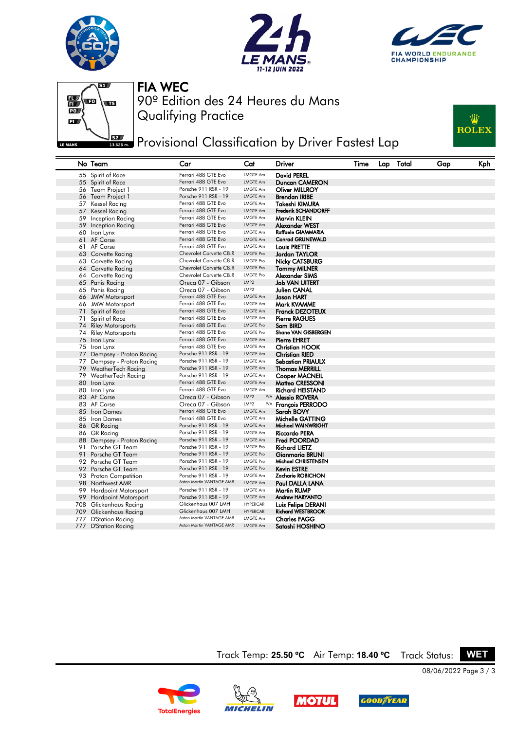# FIA WEC

## 90º Edition des 24 Heures du Mans

## Qualifying Practice

## Provisional Classification by Driver Fastest Lap

| No | Team | Car | Cat | Driver | Time | Lap | Total | Gap | Kph |
|---|---|---|---|---|---|---|---|---|---|
| 55 | Spirit of Race | Ferrari 488 GTE Evo | LMGTE Am | David PEREL | | | | | |
| 55 | Spirit of Race | Ferrari 488 GTE Evo | LMGTE Am | Duncan CAMERON | | | | | |
| 56 | Team Project 1 | Porsche 911 RSR - 19 | LMGTE Am | Oliver MILLROY | | | | | |
| 56 | Team Project 1 | Porsche 911 RSR - 19 | LMGTE Am | Brendan IRIBE | | | | | |
| 57 | Kessel Racing | Ferrari 488 GTE Evo | LMGTE Am | Takeshi KIMURA | | | | | |
| 57 | Kessel Racing | Ferrari 488 GTE Evo | LMGTE Am | Frederik SCHANDORFF | | | | | |
| 59 | Inception Racing | Ferrari 488 GTE Evo | LMGTE Am | Marvin KLEIN | | | | | |
| 59 | Inception Racing | Ferrari 488 GTE Evo | LMGTE Am | Alexander WEST | | | | | |
| 60 | Iron Lynx | Ferrari 488 GTE Evo | LMGTE Am | Raffaele GIAMMARIA | | | | | |
| 61 | AF Corse | Ferrari 488 GTE Evo | LMGTE Am | Conrad GRUNEWALD | | | | | |
| 61 | AF Corse | Ferrari 488 GTE Evo | LMGTE Am | Louis PRETTE | | | | | |
| 63 | Corvette Racing | Chevrolet Corvette C8.R | LMGTE Pro | Jordan TAYLOR | | | | | |
| 63 | Corvette Racing | Chevrolet Corvette C8.R | LMGTE Pro | Nicky CATSBURG | | | | | |
| 64 | Corvette Racing | Chevrolet Corvette C8.R | LMGTE Pro | Tommy MILNER | | | | | |
| 64 | Corvette Racing | Chevrolet Corvette C8.R | LMGTE Pro | Alexander SIMS | | | | | |
| 65 | Panis Racing | Oreca 07 - Gibson | LMP2 | Job VAN UITERT | | | | | |
| 65 | Panis Racing | Oreca 07 - Gibson | LMP2 | Julien CANAL | | | | | |
| 66 | JMW Motorsport | Ferrari 488 GTE Evo | LMGTE Am | Jason HART | | | | | |
| 66 | JMW Motorsport | Ferrari 488 GTE Evo | LMGTE Am | Mark KVAMME | | | | | |
| 71 | Spirit of Race | Ferrari 488 GTE Evo | LMGTE Am | Franck DEZOTEUX | | | | | |
| 71 | Spirit of Race | Ferrari 488 GTE Evo | LMGTE Am | Pierre RAGUES | | | | | |
| 74 | Riley Motorsports | Ferrari 488 GTE Evo | LMGTE Pro | Sam BIRD | | | | | |
| 74 | Riley Motorsports | Ferrari 488 GTE Evo | LMGTE Pro | Shane VAN GISBERGEN | | | | | |
| 75 | Iron Lynx | Ferrari 488 GTE Evo | LMGTE Am | Pierre EHRET | | | | | |
| 75 | Iron Lynx | Ferrari 488 GTE Evo | LMGTE Am | Christian HOOK | | | | | |
| 77 | Dempsey - Proton Racing | Porsche 911 RSR - 19 | LMGTE Am | Christian RIED | | | | | |
| 77 | Dempsey - Proton Racing | Porsche 911 RSR - 19 | LMGTE Am | Sebastian PRIAULX | | | | | |
| 79 | WeatherTech Racing | Porsche 911 RSR - 19 | LMGTE Am | Thomas MERRILL | | | | | |
| 79 | WeatherTech Racing | Porsche 911 RSR - 19 | LMGTE Am | Cooper MACNEIL | | | | | |
| 80 | Iron Lynx | Ferrari 488 GTE Evo | LMGTE Am | Matteo CRESSONI | | | | | |
| 80 | Iron Lynx | Ferrari 488 GTE Evo | LMGTE Am | Richard HEISTAND | | | | | |
| 83 | AF Corse | Oreca 07 - Gibson | LMP2 P/A | Alessio ROVERA | | | | | |
| 83 | AF Corse | Oreca 07 - Gibson | LMP2 P/A | François PERRODO | | | | | |
| 85 | Iron Dames | Ferrari 488 GTE Evo | LMGTE Am | Sarah BOVY | | | | | |
| 85 | Iron Dames | Ferrari 488 GTE Evo | LMGTE Am | Michelle GATTING | | | | | |
| 86 | GR Racing | Porsche 911 RSR - 19 | LMGTE Am | Michael WAINWRIGHT | | | | | |
| 86 | GR Racing | Porsche 911 RSR - 19 | LMGTE Am | Riccardo PERA | | | | | |
| 88 | Dempsey - Proton Racing | Porsche 911 RSR - 19 | LMGTE Am | Fred POORDAD | | | | | |
| 91 | Porsche GT Team | Porsche 911 RSR - 19 | LMGTE Pro | Richard LIETZ | | | | | |
| 91 | Porsche GT Team | Porsche 911 RSR - 19 | LMGTE Pro | Gianmaria BRUNI | | | | | |
| 92 | Porsche GT Team | Porsche 911 RSR - 19 | LMGTE Pro | Michael CHRISTENSEN | | | | | |
| 92 | Porsche GT Team | Porsche 911 RSR - 19 | LMGTE Pro | Kevin ESTRE | | | | | |
| 93 | Proton Competition | Porsche 911 RSR - 19 | LMGTE Am | Zacharie ROBICHON | | | | | |
| 98 | Northwest AMR | Aston Martin VANTAGE AMR | LMGTE Am | Paul DALLA LANA | | | | | |
| 99 | Hardpoint Motorsport | Porsche 911 RSR - 19 | LMGTE Am | Martin RUMP | | | | | |
| 99 | Hardpoint Motorsport | Porsche 911 RSR - 19 | LMGTE Am | Andrew HARYANTO | | | | | |
| 708 | Glickenhaus Racing | Glickenhaus 007 LMH | HYPERCAR | Luis Felipe DERANI | | | | | |
| 709 | Glickenhaus Racing | Glickenhaus 007 LMH | HYPERCAR | Richard WESTBROOK | | | | | |
| 777 | D'Station Racing | Aston Martin VANTAGE AMR | LMGTE Am | Charles FAGG | | | | | |
| 777 | D'Station Racing | Aston Martin VANTAGE AMR | LMGTE Am | Satoshi HOSHINO | | | | | |

Track Temp: **25.50 ºC** Air Temp: **18.40 ºC** Track Status: **WET**

08/06/2022